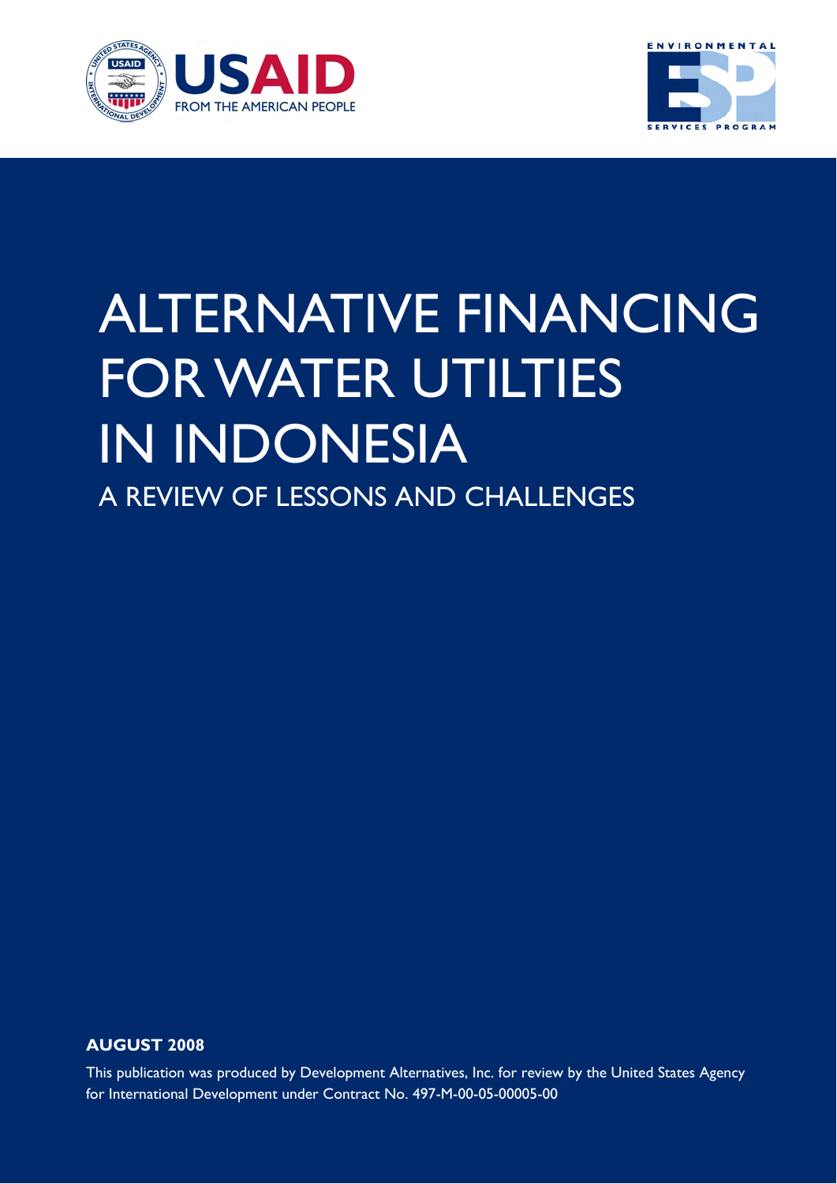USAID
FROM THE AMERICAN PEOPLE

ENVIRONMENTAL SERVICES PROGRAM

# ALTERNATIVE FINANCING FOR WATER UTILTIES IN INDONESIA

## A REVIEW OF LESSONS AND CHALLENGES

**AUGUST 2008**

This publication was produced by Development Alternatives, Inc. for review by the United States Agency for International Development under Contract No. 497-M-00-05-00005-00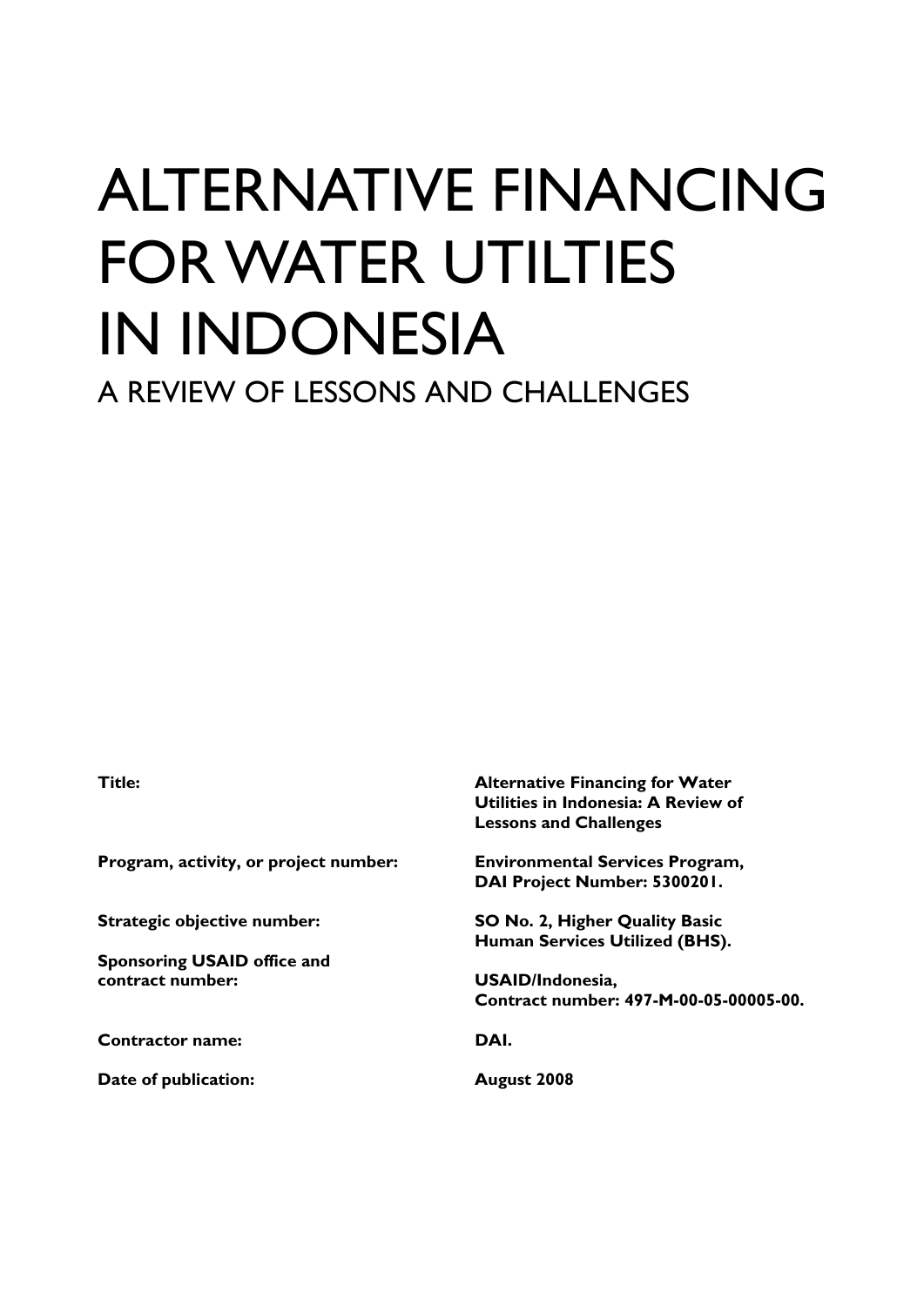# ALTERNATIVE FINANCING FOR WATER UTILTIES IN INDONESIA

## A REVIEW OF LESSONS AND CHALLENGES

| | |
|---|---|
| **Title:** | **Alternative Financing for Water Utilities in Indonesia: A Review of Lessons and Challenges** |
| **Program, activity, or project number:** | **Environmental Services Program, DAI Project Number: 5300201.** |
| **Strategic objective number:** | **SO No. 2, Higher Quality Basic Human Services Utilized (BHS).** |
| **Sponsoring USAID office and contract number:** | **USAID/Indonesia, Contract number: 497-M-00-05-00005-00.** |
| **Contractor name:** | **DAI.** |
| **Date of publication:** | **August 2008** |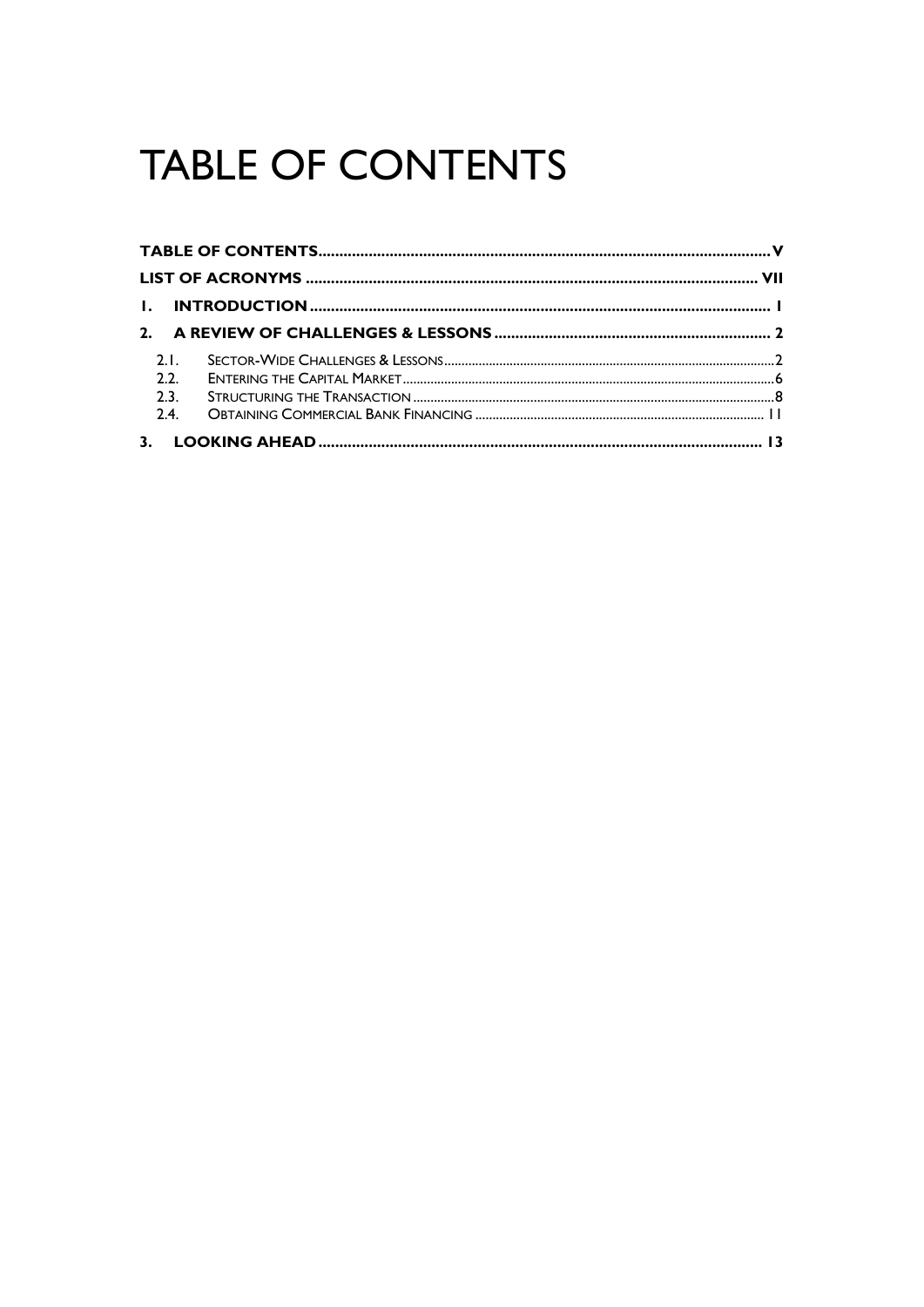# TABLE OF CONTENTS

**TABLE OF CONTENTS** ........ V

**LIST OF ACRONYMS** ........ VII

**1. INTRODUCTION** ........ 1

**2. A REVIEW OF CHALLENGES & LESSONS** ........ 2

- 2.1. Sector-Wide Challenges & Lessons ........ 2
- 2.2. Entering the Capital Market ........ 6
- 2.3. Structuring the Transaction ........ 8
- 2.4. Obtaining Commercial Bank Financing ........ 11

**3. LOOKING AHEAD** ........ 13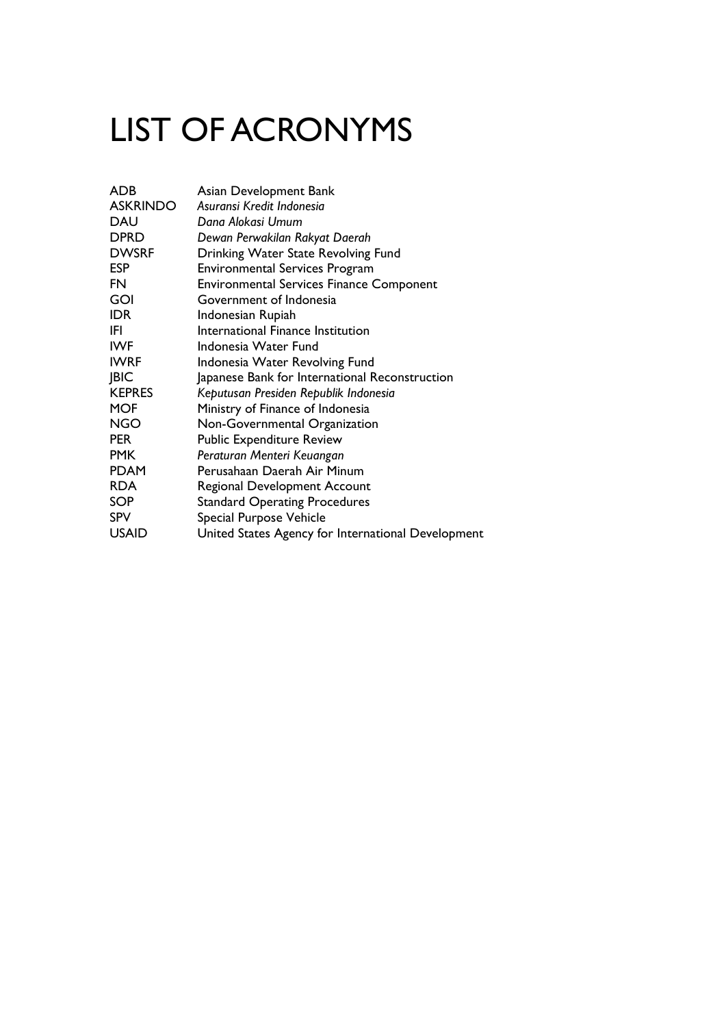# LIST OF ACRONYMS

| | |
|---|---|
| ADB | Asian Development Bank |
| ASKRINDO | *Asuransi Kredit Indonesia* |
| DAU | *Dana Alokasi Umum* |
| DPRD | *Dewan Perwakilan Rakyat Daerah* |
| DWSRF | Drinking Water State Revolving Fund |
| ESP | Environmental Services Program |
| FN | Environmental Services Finance Component |
| GOI | Government of Indonesia |
| IDR | Indonesian Rupiah |
| IFI | International Finance Institution |
| IWF | Indonesia Water Fund |
| IWRF | Indonesia Water Revolving Fund |
| JBIC | Japanese Bank for International Reconstruction |
| KEPRES | *Keputusan Presiden Republik Indonesia* |
| MOF | Ministry of Finance of Indonesia |
| NGO | Non-Governmental Organization |
| PER | Public Expenditure Review |
| PMK | *Peraturan Menteri Keuangan* |
| PDAM | Perusahaan Daerah Air Minum |
| RDA | Regional Development Account |
| SOP | Standard Operating Procedures |
| SPV | Special Purpose Vehicle |
| USAID | United States Agency for International Development |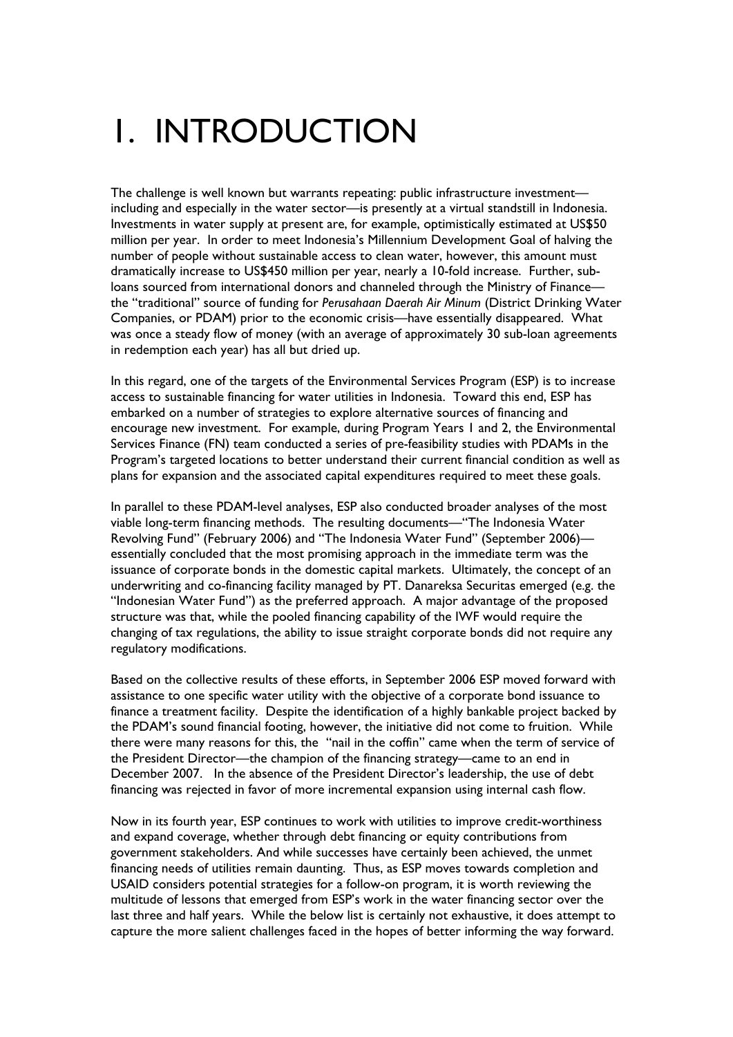# 1. INTRODUCTION

The challenge is well known but warrants repeating: public infrastructure investment—including and especially in the water sector—is presently at a virtual standstill in Indonesia. Investments in water supply at present are, for example, optimistically estimated at US$50 million per year. In order to meet Indonesia's Millennium Development Goal of halving the number of people without sustainable access to clean water, however, this amount must dramatically increase to US$450 million per year, nearly a 10-fold increase. Further, sub-loans sourced from international donors and channeled through the Ministry of Finance—the "traditional" source of funding for *Perusahaan Daerah Air Minum* (District Drinking Water Companies, or PDAM) prior to the economic crisis—have essentially disappeared. What was once a steady flow of money (with an average of approximately 30 sub-loan agreements in redemption each year) has all but dried up.

In this regard, one of the targets of the Environmental Services Program (ESP) is to increase access to sustainable financing for water utilities in Indonesia. Toward this end, ESP has embarked on a number of strategies to explore alternative sources of financing and encourage new investment. For example, during Program Years 1 and 2, the Environmental Services Finance (FN) team conducted a series of pre-feasibility studies with PDAMs in the Program's targeted locations to better understand their current financial condition as well as plans for expansion and the associated capital expenditures required to meet these goals.

In parallel to these PDAM-level analyses, ESP also conducted broader analyses of the most viable long-term financing methods. The resulting documents—"The Indonesia Water Revolving Fund" (February 2006) and "The Indonesia Water Fund" (September 2006)—essentially concluded that the most promising approach in the immediate term was the issuance of corporate bonds in the domestic capital markets. Ultimately, the concept of an underwriting and co-financing facility managed by PT. Danareksa Securitas emerged (e.g. the "Indonesian Water Fund") as the preferred approach. A major advantage of the proposed structure was that, while the pooled financing capability of the IWF would require the changing of tax regulations, the ability to issue straight corporate bonds did not require any regulatory modifications.

Based on the collective results of these efforts, in September 2006 ESP moved forward with assistance to one specific water utility with the objective of a corporate bond issuance to finance a treatment facility. Despite the identification of a highly bankable project backed by the PDAM's sound financial footing, however, the initiative did not come to fruition. While there were many reasons for this, the "nail in the coffin" came when the term of service of the President Director—the champion of the financing strategy—came to an end in December 2007. In the absence of the President Director's leadership, the use of debt financing was rejected in favor of more incremental expansion using internal cash flow.

Now in its fourth year, ESP continues to work with utilities to improve credit-worthiness and expand coverage, whether through debt financing or equity contributions from government stakeholders. And while successes have certainly been achieved, the unmet financing needs of utilities remain daunting. Thus, as ESP moves towards completion and USAID considers potential strategies for a follow-on program, it is worth reviewing the multitude of lessons that emerged from ESP's work in the water financing sector over the last three and half years. While the below list is certainly not exhaustive, it does attempt to capture the more salient challenges faced in the hopes of better informing the way forward.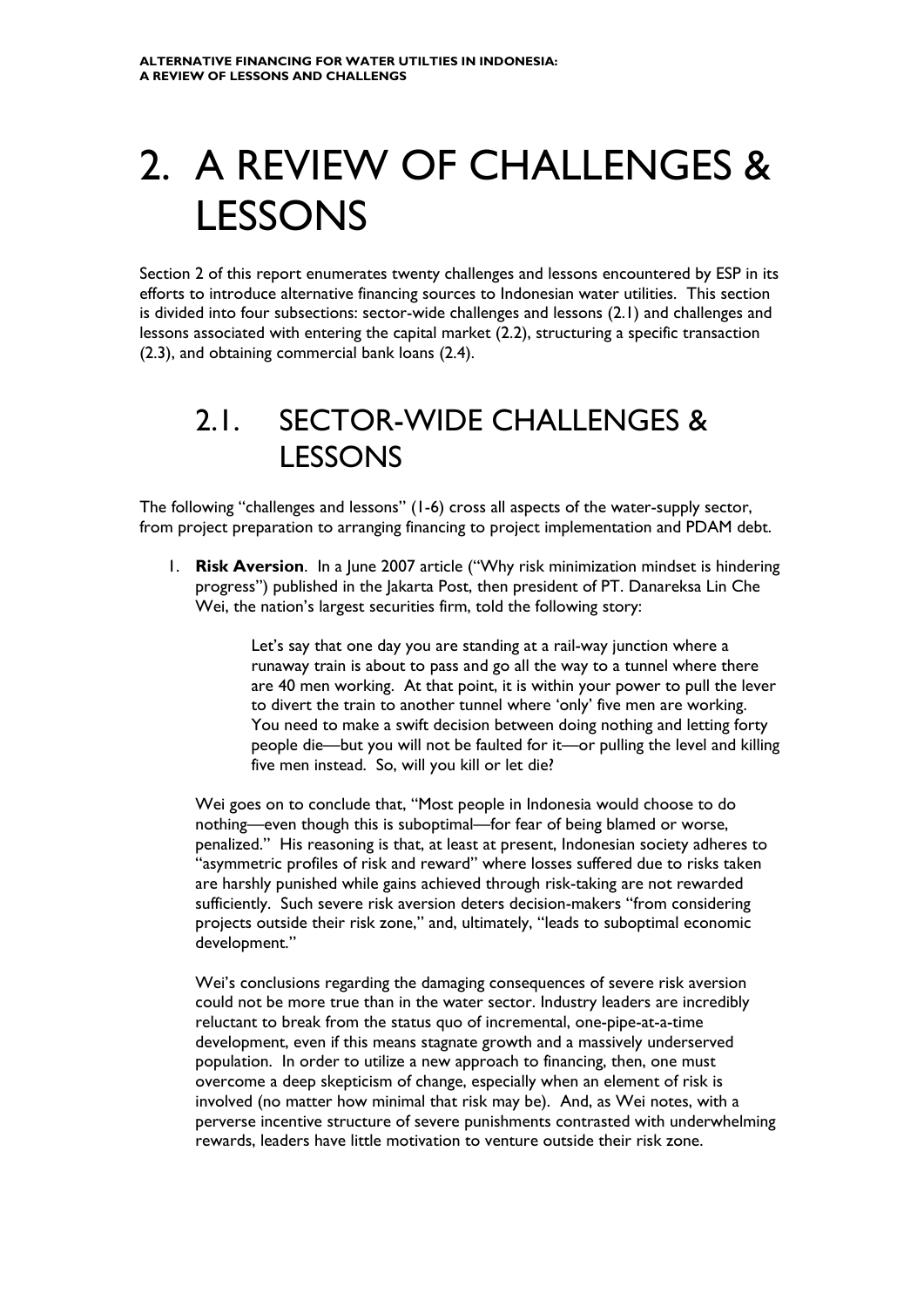# 2. A REVIEW OF CHALLENGES & LESSONS

Section 2 of this report enumerates twenty challenges and lessons encountered by ESP in its efforts to introduce alternative financing sources to Indonesian water utilities. This section is divided into four subsections: sector-wide challenges and lessons (2.1) and challenges and lessons associated with entering the capital market (2.2), structuring a specific transaction (2.3), and obtaining commercial bank loans (2.4).

## 2.1. SECTOR-WIDE CHALLENGES & LESSONS

The following "challenges and lessons" (1-6) cross all aspects of the water-supply sector, from project preparation to arranging financing to project implementation and PDAM debt.

1. **Risk Aversion**. In a June 2007 article ("Why risk minimization mindset is hindering progress") published in the Jakarta Post, then president of PT. Danareksa Lin Che Wei, the nation's largest securities firm, told the following story:

   > Let's say that one day you are standing at a rail-way junction where a runaway train is about to pass and go all the way to a tunnel where there are 40 men working. At that point, it is within your power to pull the lever to divert the train to another tunnel where 'only' five men are working. You need to make a swift decision between doing nothing and letting forty people die—but you will not be faulted for it—or pulling the level and killing five men instead. So, will you kill or let die?

   Wei goes on to conclude that, "Most people in Indonesia would choose to do nothing—even though this is suboptimal—for fear of being blamed or worse, penalized." His reasoning is that, at least at present, Indonesian society adheres to "asymmetric profiles of risk and reward" where losses suffered due to risks taken are harshly punished while gains achieved through risk-taking are not rewarded sufficiently. Such severe risk aversion deters decision-makers "from considering projects outside their risk zone," and, ultimately, "leads to suboptimal economic development."

   Wei's conclusions regarding the damaging consequences of severe risk aversion could not be more true than in the water sector. Industry leaders are incredibly reluctant to break from the status quo of incremental, one-pipe-at-a-time development, even if this means stagnate growth and a massively underserved population. In order to utilize a new approach to financing, then, one must overcome a deep skepticism of change, especially when an element of risk is involved (no matter how minimal that risk may be). And, as Wei notes, with a perverse incentive structure of severe punishments contrasted with underwhelming rewards, leaders have little motivation to venture outside their risk zone.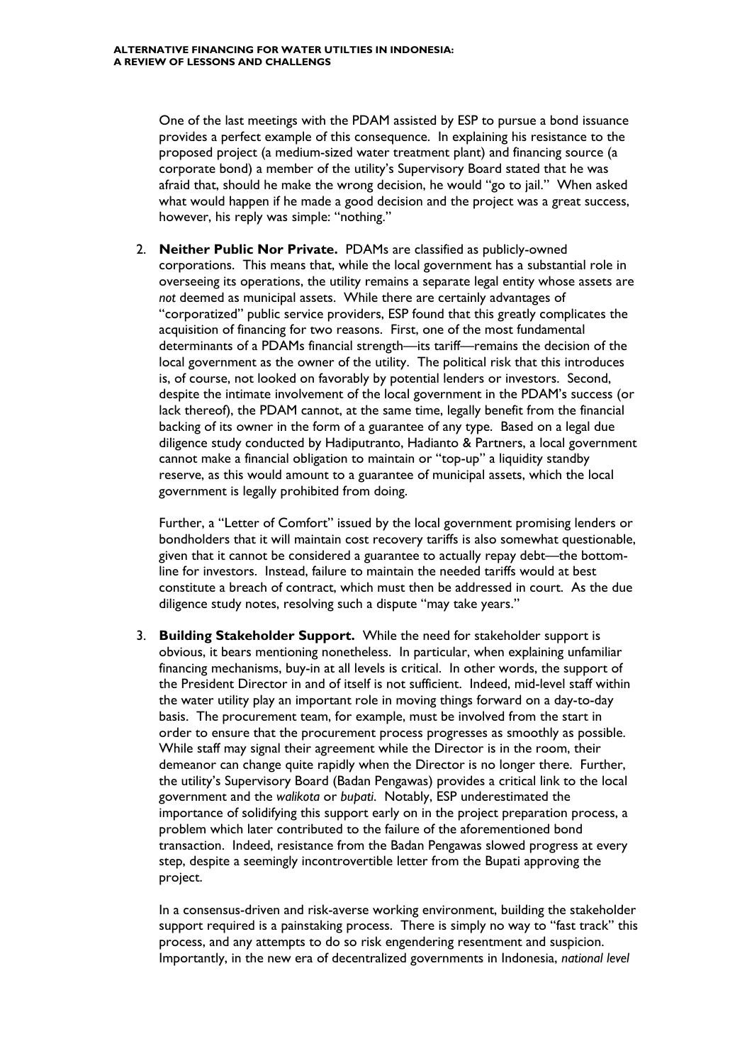One of the last meetings with the PDAM assisted by ESP to pursue a bond issuance provides a perfect example of this consequence. In explaining his resistance to the proposed project (a medium-sized water treatment plant) and financing source (a corporate bond) a member of the utility's Supervisory Board stated that he was afraid that, should he make the wrong decision, he would "go to jail." When asked what would happen if he made a good decision and the project was a great success, however, his reply was simple: "nothing."

2. **Neither Public Nor Private.** PDAMs are classified as publicly-owned corporations. This means that, while the local government has a substantial role in overseeing its operations, the utility remains a separate legal entity whose assets are *not* deemed as municipal assets. While there are certainly advantages of "corporatized" public service providers, ESP found that this greatly complicates the acquisition of financing for two reasons. First, one of the most fundamental determinants of a PDAMs financial strength—its tariff—remains the decision of the local government as the owner of the utility. The political risk that this introduces is, of course, not looked on favorably by potential lenders or investors. Second, despite the intimate involvement of the local government in the PDAM's success (or lack thereof), the PDAM cannot, at the same time, legally benefit from the financial backing of its owner in the form of a guarantee of any type. Based on a legal due diligence study conducted by Hadiputranto, Hadianto & Partners, a local government cannot make a financial obligation to maintain or "top-up" a liquidity standby reserve, as this would amount to a guarantee of municipal assets, which the local government is legally prohibited from doing.

   Further, a "Letter of Comfort" issued by the local government promising lenders or bondholders that it will maintain cost recovery tariffs is also somewhat questionable, given that it cannot be considered a guarantee to actually repay debt—the bottom-line for investors. Instead, failure to maintain the needed tariffs would at best constitute a breach of contract, which must then be addressed in court. As the due diligence study notes, resolving such a dispute "may take years."

3. **Building Stakeholder Support.** While the need for stakeholder support is obvious, it bears mentioning nonetheless. In particular, when explaining unfamiliar financing mechanisms, buy-in at all levels is critical. In other words, the support of the President Director in and of itself is not sufficient. Indeed, mid-level staff within the water utility play an important role in moving things forward on a day-to-day basis. The procurement team, for example, must be involved from the start in order to ensure that the procurement process progresses as smoothly as possible. While staff may signal their agreement while the Director is in the room, their demeanor can change quite rapidly when the Director is no longer there. Further, the utility's Supervisory Board (Badan Pengawas) provides a critical link to the local government and the *walikota* or *bupati*. Notably, ESP underestimated the importance of solidifying this support early on in the project preparation process, a problem which later contributed to the failure of the aforementioned bond transaction. Indeed, resistance from the Badan Pengawas slowed progress at every step, despite a seemingly incontrovertible letter from the Bupati approving the project.

   In a consensus-driven and risk-averse working environment, building the stakeholder support required is a painstaking process. There is simply no way to "fast track" this process, and any attempts to do so risk engendering resentment and suspicion. Importantly, in the new era of decentralized governments in Indonesia, *national level*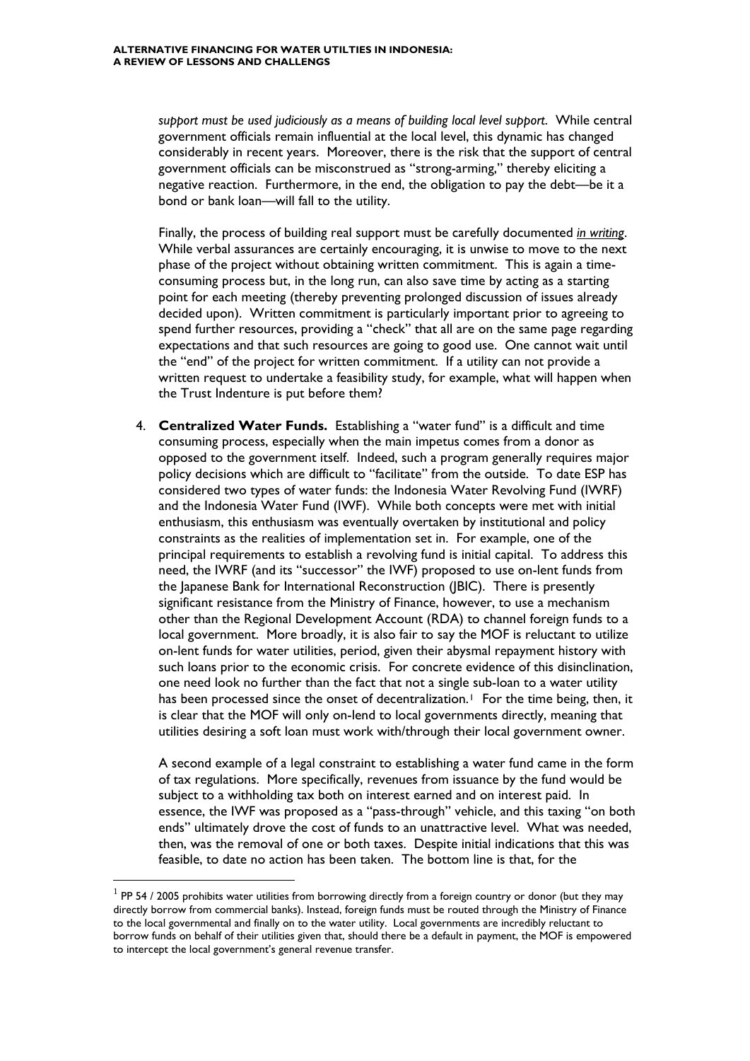*support must be used judiciously as a means of building local level support*. While central government officials remain influential at the local level, this dynamic has changed considerably in recent years. Moreover, there is the risk that the support of central government officials can be misconstrued as "strong-arming," thereby eliciting a negative reaction. Furthermore, in the end, the obligation to pay the debt—be it a bond or bank loan—will fall to the utility.

Finally, the process of building real support must be carefully documented *in writing*. While verbal assurances are certainly encouraging, it is unwise to move to the next phase of the project without obtaining written commitment. This is again a time-consuming process but, in the long run, can also save time by acting as a starting point for each meeting (thereby preventing prolonged discussion of issues already decided upon). Written commitment is particularly important prior to agreeing to spend further resources, providing a "check" that all are on the same page regarding expectations and that such resources are going to good use. One cannot wait until the "end" of the project for written commitment. If a utility can not provide a written request to undertake a feasibility study, for example, what will happen when the Trust Indenture is put before them?

4. **Centralized Water Funds.** Establishing a "water fund" is a difficult and time consuming process, especially when the main impetus comes from a donor as opposed to the government itself. Indeed, such a program generally requires major policy decisions which are difficult to "facilitate" from the outside. To date ESP has considered two types of water funds: the Indonesia Water Revolving Fund (IWRF) and the Indonesia Water Fund (IWF). While both concepts were met with initial enthusiasm, this enthusiasm was eventually overtaken by institutional and policy constraints as the realities of implementation set in. For example, one of the principal requirements to establish a revolving fund is initial capital. To address this need, the IWRF (and its "successor" the IWF) proposed to use on-lent funds from the Japanese Bank for International Reconstruction (JBIC). There is presently significant resistance from the Ministry of Finance, however, to use a mechanism other than the Regional Development Account (RDA) to channel foreign funds to a local government. More broadly, it is also fair to say the MOF is reluctant to utilize on-lent funds for water utilities, period, given their abysmal repayment history with such loans prior to the economic crisis. For concrete evidence of this disinclination, one need look no further than the fact that not a single sub-loan to a water utility has been processed since the onset of decentralization.[1] For the time being, then, it is clear that the MOF will only on-lend to local governments directly, meaning that utilities desiring a soft loan must work with/through their local government owner.

   A second example of a legal constraint to establishing a water fund came in the form of tax regulations. More specifically, revenues from issuance by the fund would be subject to a withholding tax both on interest earned and on interest paid. In essence, the IWF was proposed as a "pass-through" vehicle, and this taxing "on both ends" ultimately drove the cost of funds to an unattractive level. What was needed, then, was the removal of one or both taxes. Despite initial indications that this was feasible, to date no action has been taken. The bottom line is that, for the

[1] PP 54 / 2005 prohibits water utilities from borrowing directly from a foreign country or donor (but they may directly borrow from commercial banks). Instead, foreign funds must be routed through the Ministry of Finance to the local governmental and finally on to the water utility. Local governments are incredibly reluctant to borrow funds on behalf of their utilities given that, should there be a default in payment, the MOF is empowered to intercept the local government's general revenue transfer.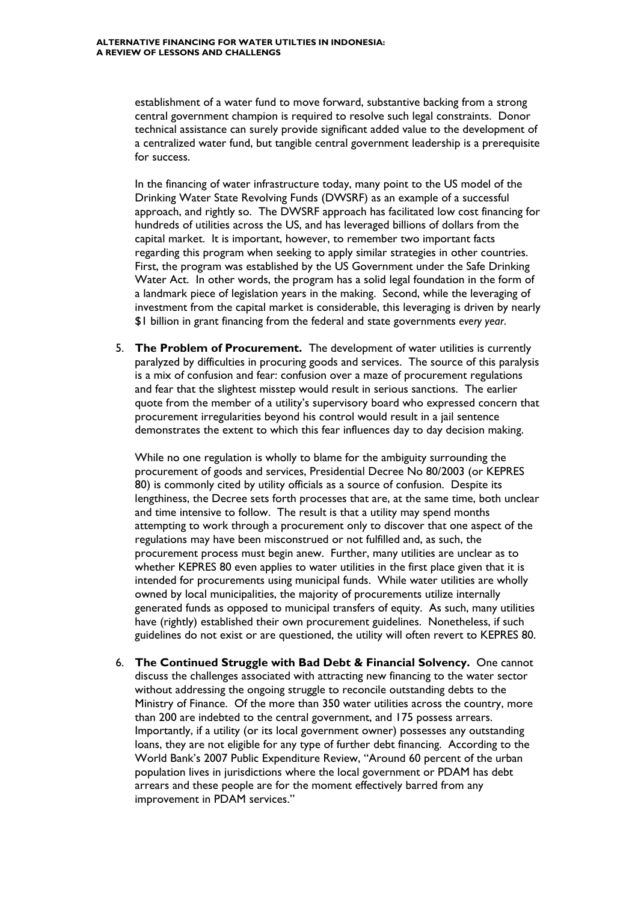establishment of a water fund to move forward, substantive backing from a strong central government champion is required to resolve such legal constraints. Donor technical assistance can surely provide significant added value to the development of a centralized water fund, but tangible central government leadership is a prerequisite for success.

In the financing of water infrastructure today, many point to the US model of the Drinking Water State Revolving Funds (DWSRF) as an example of a successful approach, and rightly so. The DWSRF approach has facilitated low cost financing for hundreds of utilities across the US, and has leveraged billions of dollars from the capital market. It is important, however, to remember two important facts regarding this program when seeking to apply similar strategies in other countries. First, the program was established by the US Government under the Safe Drinking Water Act. In other words, the program has a solid legal foundation in the form of a landmark piece of legislation years in the making. Second, while the leveraging of investment from the capital market is considerable, this leveraging is driven by nearly $1 billion in grant financing from the federal and state governments *every year*.

5. **The Problem of Procurement.** The development of water utilities is currently paralyzed by difficulties in procuring goods and services. The source of this paralysis is a mix of confusion and fear: confusion over a maze of procurement regulations and fear that the slightest misstep would result in serious sanctions. The earlier quote from the member of a utility's supervisory board who expressed concern that procurement irregularities beyond his control would result in a jail sentence demonstrates the extent to which this fear influences day to day decision making.

   While no one regulation is wholly to blame for the ambiguity surrounding the procurement of goods and services, Presidential Decree No 80/2003 (or KEPRES 80) is commonly cited by utility officials as a source of confusion. Despite its lengthiness, the Decree sets forth processes that are, at the same time, both unclear and time intensive to follow. The result is that a utility may spend months attempting to work through a procurement only to discover that one aspect of the regulations may have been misconstrued or not fulfilled and, as such, the procurement process must begin anew. Further, many utilities are unclear as to whether KEPRES 80 even applies to water utilities in the first place given that it is intended for procurements using municipal funds. While water utilities are wholly owned by local municipalities, the majority of procurements utilize internally generated funds as opposed to municipal transfers of equity. As such, many utilities have (rightly) established their own procurement guidelines. Nonetheless, if such guidelines do not exist or are questioned, the utility will often revert to KEPRES 80.

6. **The Continued Struggle with Bad Debt & Financial Solvency.** One cannot discuss the challenges associated with attracting new financing to the water sector without addressing the ongoing struggle to reconcile outstanding debts to the Ministry of Finance. Of the more than 350 water utilities across the country, more than 200 are indebted to the central government, and 175 possess arrears. Importantly, if a utility (or its local government owner) possesses any outstanding loans, they are not eligible for any type of further debt financing. According to the World Bank's 2007 Public Expenditure Review, "Around 60 percent of the urban population lives in jurisdictions where the local government or PDAM has debt arrears and these people are for the moment effectively barred from any improvement in PDAM services."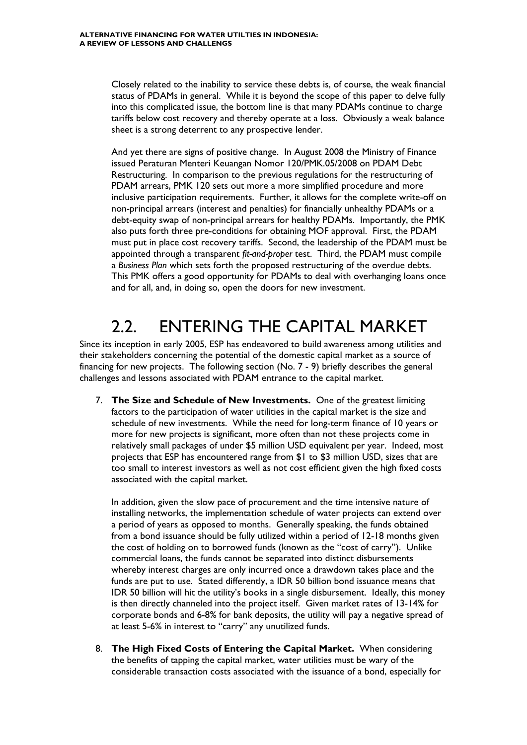Closely related to the inability to service these debts is, of course, the weak financial status of PDAMs in general. While it is beyond the scope of this paper to delve fully into this complicated issue, the bottom line is that many PDAMs continue to charge tariffs below cost recovery and thereby operate at a loss. Obviously a weak balance sheet is a strong deterrent to any prospective lender.

And yet there are signs of positive change. In August 2008 the Ministry of Finance issued Peraturan Menteri Keuangan Nomor 120/PMK.05/2008 on PDAM Debt Restructuring. In comparison to the previous regulations for the restructuring of PDAM arrears, PMK 120 sets out more a more simplified procedure and more inclusive participation requirements. Further, it allows for the complete write-off on non-principal arrears (interest and penalties) for financially unhealthy PDAMs or a debt-equity swap of non-principal arrears for healthy PDAMs. Importantly, the PMK also puts forth three pre-conditions for obtaining MOF approval. First, the PDAM must put in place cost recovery tariffs. Second, the leadership of the PDAM must be appointed through a transparent *fit-and-proper* test. Third, the PDAM must compile a *Business Plan* which sets forth the proposed restructuring of the overdue debts. This PMK offers a good opportunity for PDAMs to deal with overhanging loans once and for all, and, in doing so, open the doors for new investment.

# 2.2. ENTERING THE CAPITAL MARKET

Since its inception in early 2005, ESP has endeavored to build awareness among utilities and their stakeholders concerning the potential of the domestic capital market as a source of financing for new projects. The following section (No. 7 - 9) briefly describes the general challenges and lessons associated with PDAM entrance to the capital market.

7. **The Size and Schedule of New Investments.** One of the greatest limiting factors to the participation of water utilities in the capital market is the size and schedule of new investments. While the need for long-term finance of 10 years or more for new projects is significant, more often than not these projects come in relatively small packages of under $5 million USD equivalent per year. Indeed, most projects that ESP has encountered range from $1 to $3 million USD, sizes that are too small to interest investors as well as not cost efficient given the high fixed costs associated with the capital market.

   In addition, given the slow pace of procurement and the time intensive nature of installing networks, the implementation schedule of water projects can extend over a period of years as opposed to months. Generally speaking, the funds obtained from a bond issuance should be fully utilized within a period of 12-18 months given the cost of holding on to borrowed funds (known as the "cost of carry"). Unlike commercial loans, the funds cannot be separated into distinct disbursements whereby interest charges are only incurred once a drawdown takes place and the funds are put to use. Stated differently, a IDR 50 billion bond issuance means that IDR 50 billion will hit the utility's books in a single disbursement. Ideally, this money is then directly channeled into the project itself. Given market rates of 13-14% for corporate bonds and 6-8% for bank deposits, the utility will pay a negative spread of at least 5-6% in interest to "carry" any unutilized funds.

8. **The High Fixed Costs of Entering the Capital Market.** When considering the benefits of tapping the capital market, water utilities must be wary of the considerable transaction costs associated with the issuance of a bond, especially for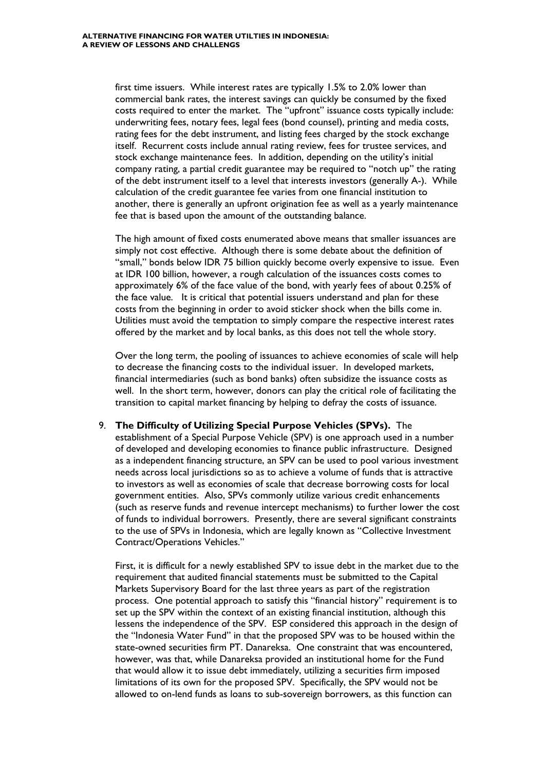first time issuers. While interest rates are typically 1.5% to 2.0% lower than commercial bank rates, the interest savings can quickly be consumed by the fixed costs required to enter the market. The "upfront" issuance costs typically include: underwriting fees, notary fees, legal fees (bond counsel), printing and media costs, rating fees for the debt instrument, and listing fees charged by the stock exchange itself. Recurrent costs include annual rating review, fees for trustee services, and stock exchange maintenance fees. In addition, depending on the utility's initial company rating, a partial credit guarantee may be required to "notch up" the rating of the debt instrument itself to a level that interests investors (generally A-). While calculation of the credit guarantee fee varies from one financial institution to another, there is generally an upfront origination fee as well as a yearly maintenance fee that is based upon the amount of the outstanding balance.

The high amount of fixed costs enumerated above means that smaller issuances are simply not cost effective. Although there is some debate about the definition of "small," bonds below IDR 75 billion quickly become overly expensive to issue. Even at IDR 100 billion, however, a rough calculation of the issuances costs comes to approximately 6% of the face value of the bond, with yearly fees of about 0.25% of the face value. It is critical that potential issuers understand and plan for these costs from the beginning in order to avoid sticker shock when the bills come in. Utilities must avoid the temptation to simply compare the respective interest rates offered by the market and by local banks, as this does not tell the whole story.

Over the long term, the pooling of issuances to achieve economies of scale will help to decrease the financing costs to the individual issuer. In developed markets, financial intermediaries (such as bond banks) often subsidize the issuance costs as well. In the short term, however, donors can play the critical role of facilitating the transition to capital market financing by helping to defray the costs of issuance.

9. **The Difficulty of Utilizing Special Purpose Vehicles (SPVs).** The establishment of a Special Purpose Vehicle (SPV) is one approach used in a number of developed and developing economies to finance public infrastructure. Designed as a independent financing structure, an SPV can be used to pool various investment needs across local jurisdictions so as to achieve a volume of funds that is attractive to investors as well as economies of scale that decrease borrowing costs for local government entities. Also, SPVs commonly utilize various credit enhancements (such as reserve funds and revenue intercept mechanisms) to further lower the cost of funds to individual borrowers. Presently, there are several significant constraints to the use of SPVs in Indonesia, which are legally known as "Collective Investment Contract/Operations Vehicles."

   First, it is difficult for a newly established SPV to issue debt in the market due to the requirement that audited financial statements must be submitted to the Capital Markets Supervisory Board for the last three years as part of the registration process. One potential approach to satisfy this "financial history" requirement is to set up the SPV within the context of an existing financial institution, although this lessens the independence of the SPV. ESP considered this approach in the design of the "Indonesia Water Fund" in that the proposed SPV was to be housed within the state-owned securities firm PT. Danareksa. One constraint that was encountered, however, was that, while Danareksa provided an institutional home for the Fund that would allow it to issue debt immediately, utilizing a securities firm imposed limitations of its own for the proposed SPV. Specifically, the SPV would not be allowed to on-lend funds as loans to sub-sovereign borrowers, as this function can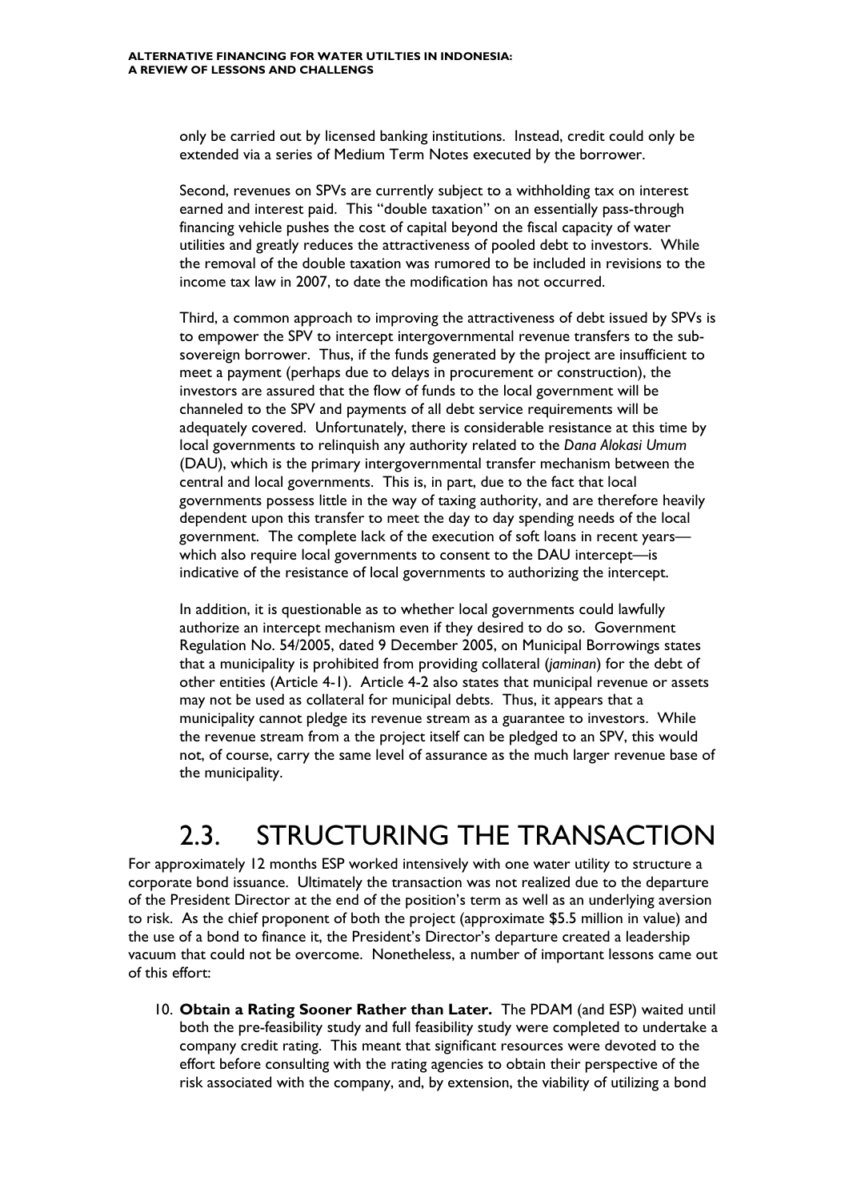only be carried out by licensed banking institutions. Instead, credit could only be extended via a series of Medium Term Notes executed by the borrower.

Second, revenues on SPVs are currently subject to a withholding tax on interest earned and interest paid. This "double taxation" on an essentially pass-through financing vehicle pushes the cost of capital beyond the fiscal capacity of water utilities and greatly reduces the attractiveness of pooled debt to investors. While the removal of the double taxation was rumored to be included in revisions to the income tax law in 2007, to date the modification has not occurred.

Third, a common approach to improving the attractiveness of debt issued by SPVs is to empower the SPV to intercept intergovernmental revenue transfers to the sub-sovereign borrower. Thus, if the funds generated by the project are insufficient to meet a payment (perhaps due to delays in procurement or construction), the investors are assured that the flow of funds to the local government will be channeled to the SPV and payments of all debt service requirements will be adequately covered. Unfortunately, there is considerable resistance at this time by local governments to relinquish any authority related to the *Dana Alokasi Umum* (DAU), which is the primary intergovernmental transfer mechanism between the central and local governments. This is, in part, due to the fact that local governments possess little in the way of taxing authority, and are therefore heavily dependent upon this transfer to meet the day to day spending needs of the local government. The complete lack of the execution of soft loans in recent years—which also require local governments to consent to the DAU intercept—is indicative of the resistance of local governments to authorizing the intercept.

In addition, it is questionable as to whether local governments could lawfully authorize an intercept mechanism even if they desired to do so. Government Regulation No. 54/2005, dated 9 December 2005, on Municipal Borrowings states that a municipality is prohibited from providing collateral (*jaminan*) for the debt of other entities (Article 4-1). Article 4-2 also states that municipal revenue or assets may not be used as collateral for municipal debts. Thus, it appears that a municipality cannot pledge its revenue stream as a guarantee to investors. While the revenue stream from a the project itself can be pledged to an SPV, this would not, of course, carry the same level of assurance as the much larger revenue base of the municipality.

## 2.3. STRUCTURING THE TRANSACTION

For approximately 12 months ESP worked intensively with one water utility to structure a corporate bond issuance. Ultimately the transaction was not realized due to the departure of the President Director at the end of the position's term as well as an underlying aversion to risk. As the chief proponent of both the project (approximate $5.5 million in value) and the use of a bond to finance it, the President's Director's departure created a leadership vacuum that could not be overcome. Nonetheless, a number of important lessons came out of this effort:

10. **Obtain a Rating Sooner Rather than Later.** The PDAM (and ESP) waited until both the pre-feasibility study and full feasibility study were completed to undertake a company credit rating. This meant that significant resources were devoted to the effort before consulting with the rating agencies to obtain their perspective of the risk associated with the company, and, by extension, the viability of utilizing a bond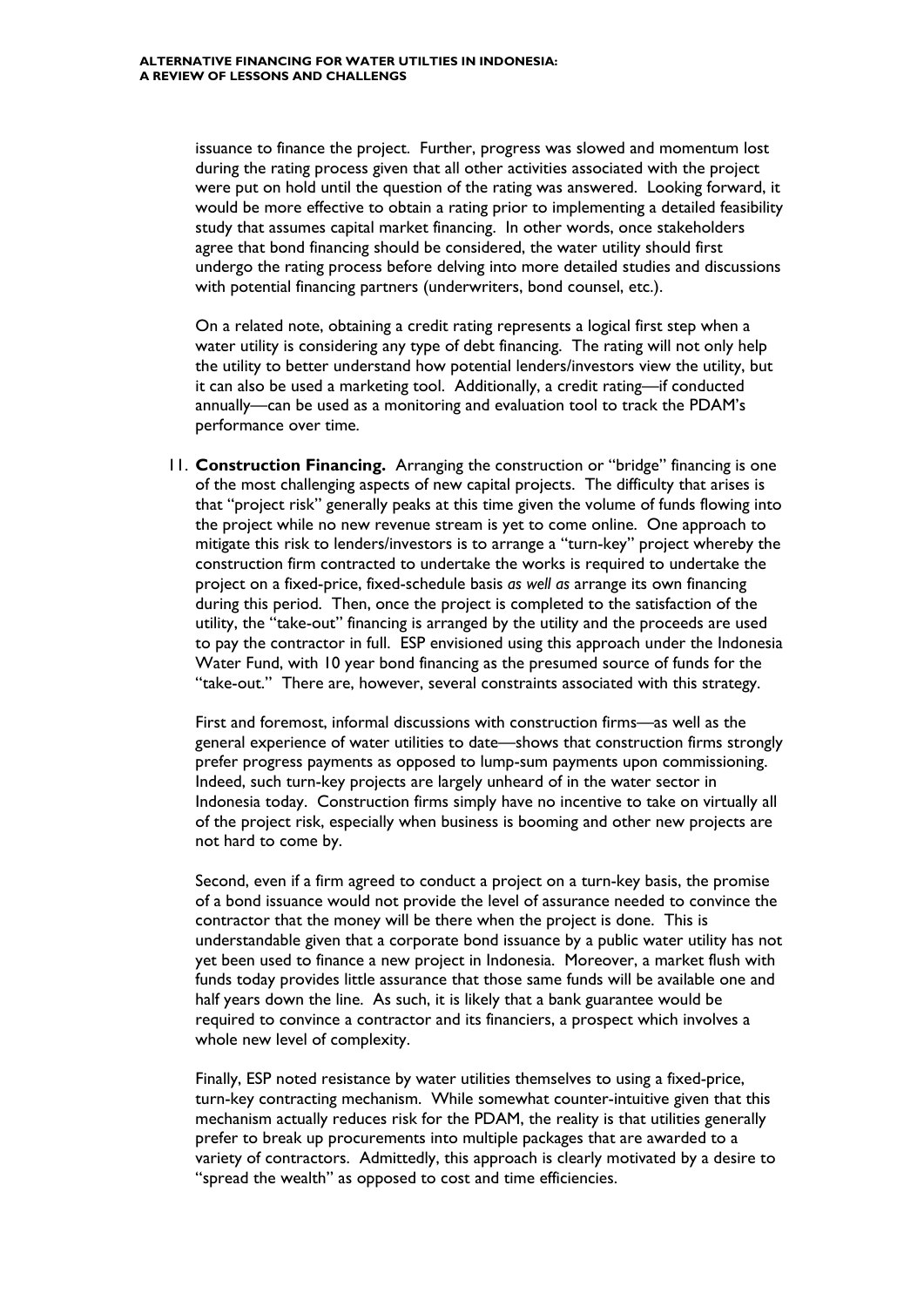issuance to finance the project. Further, progress was slowed and momentum lost during the rating process given that all other activities associated with the project were put on hold until the question of the rating was answered. Looking forward, it would be more effective to obtain a rating prior to implementing a detailed feasibility study that assumes capital market financing. In other words, once stakeholders agree that bond financing should be considered, the water utility should first undergo the rating process before delving into more detailed studies and discussions with potential financing partners (underwriters, bond counsel, etc.).

On a related note, obtaining a credit rating represents a logical first step when a water utility is considering any type of debt financing. The rating will not only help the utility to better understand how potential lenders/investors view the utility, but it can also be used a marketing tool. Additionally, a credit rating—if conducted annually—can be used as a monitoring and evaluation tool to track the PDAM's performance over time.

11. **Construction Financing.** Arranging the construction or "bridge" financing is one of the most challenging aspects of new capital projects. The difficulty that arises is that "project risk" generally peaks at this time given the volume of funds flowing into the project while no new revenue stream is yet to come online. One approach to mitigate this risk to lenders/investors is to arrange a "turn-key" project whereby the construction firm contracted to undertake the works is required to undertake the project on a fixed-price, fixed-schedule basis *as well as* arrange its own financing during this period. Then, once the project is completed to the satisfaction of the utility, the "take-out" financing is arranged by the utility and the proceeds are used to pay the contractor in full. ESP envisioned using this approach under the Indonesia Water Fund, with 10 year bond financing as the presumed source of funds for the "take-out." There are, however, several constraints associated with this strategy.

    First and foremost, informal discussions with construction firms—as well as the general experience of water utilities to date—shows that construction firms strongly prefer progress payments as opposed to lump-sum payments upon commissioning. Indeed, such turn-key projects are largely unheard of in the water sector in Indonesia today. Construction firms simply have no incentive to take on virtually all of the project risk, especially when business is booming and other new projects are not hard to come by.

    Second, even if a firm agreed to conduct a project on a turn-key basis, the promise of a bond issuance would not provide the level of assurance needed to convince the contractor that the money will be there when the project is done. This is understandable given that a corporate bond issuance by a public water utility has not yet been used to finance a new project in Indonesia. Moreover, a market flush with funds today provides little assurance that those same funds will be available one and half years down the line. As such, it is likely that a bank guarantee would be required to convince a contractor and its financiers, a prospect which involves a whole new level of complexity.

    Finally, ESP noted resistance by water utilities themselves to using a fixed-price, turn-key contracting mechanism. While somewhat counter-intuitive given that this mechanism actually reduces risk for the PDAM, the reality is that utilities generally prefer to break up procurements into multiple packages that are awarded to a variety of contractors. Admittedly, this approach is clearly motivated by a desire to "spread the wealth" as opposed to cost and time efficiencies.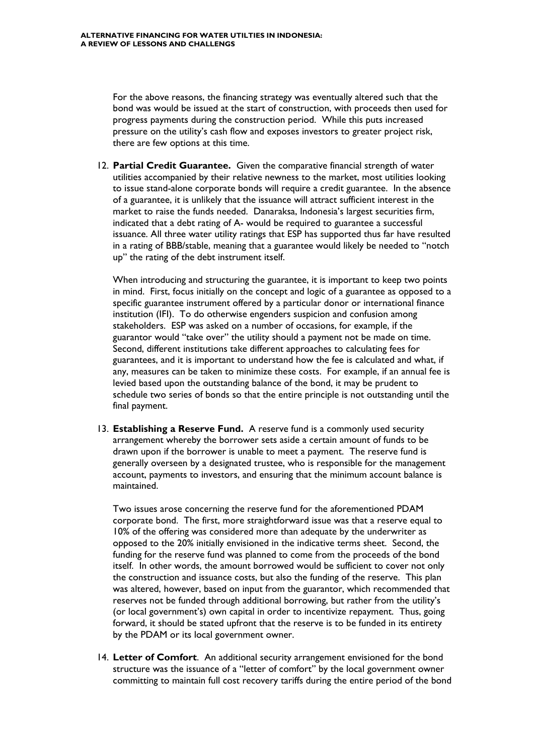For the above reasons, the financing strategy was eventually altered such that the bond was would be issued at the start of construction, with proceeds then used for progress payments during the construction period. While this puts increased pressure on the utility's cash flow and exposes investors to greater project risk, there are few options at this time.

12. **Partial Credit Guarantee.** Given the comparative financial strength of water utilities accompanied by their relative newness to the market, most utilities looking to issue stand-alone corporate bonds will require a credit guarantee. In the absence of a guarantee, it is unlikely that the issuance will attract sufficient interest in the market to raise the funds needed. Danaraksa, Indonesia's largest securities firm, indicated that a debt rating of A- would be required to guarantee a successful issuance. All three water utility ratings that ESP has supported thus far have resulted in a rating of BBB/stable, meaning that a guarantee would likely be needed to "notch up" the rating of the debt instrument itself.

    When introducing and structuring the guarantee, it is important to keep two points in mind. First, focus initially on the concept and logic of a guarantee as opposed to a specific guarantee instrument offered by a particular donor or international finance institution (IFI). To do otherwise engenders suspicion and confusion among stakeholders. ESP was asked on a number of occasions, for example, if the guarantor would "take over" the utility should a payment not be made on time. Second, different institutions take different approaches to calculating fees for guarantees, and it is important to understand how the fee is calculated and what, if any, measures can be taken to minimize these costs. For example, if an annual fee is levied based upon the outstanding balance of the bond, it may be prudent to schedule two series of bonds so that the entire principle is not outstanding until the final payment.

13. **Establishing a Reserve Fund.** A reserve fund is a commonly used security arrangement whereby the borrower sets aside a certain amount of funds to be drawn upon if the borrower is unable to meet a payment. The reserve fund is generally overseen by a designated trustee, who is responsible for the management account, payments to investors, and ensuring that the minimum account balance is maintained.

    Two issues arose concerning the reserve fund for the aforementioned PDAM corporate bond. The first, more straightforward issue was that a reserve equal to 10% of the offering was considered more than adequate by the underwriter as opposed to the 20% initially envisioned in the indicative terms sheet. Second, the funding for the reserve fund was planned to come from the proceeds of the bond itself. In other words, the amount borrowed would be sufficient to cover not only the construction and issuance costs, but also the funding of the reserve. This plan was altered, however, based on input from the guarantor, which recommended that reserves not be funded through additional borrowing, but rather from the utility's (or local government's) own capital in order to incentivize repayment. Thus, going forward, it should be stated upfront that the reserve is to be funded in its entirety by the PDAM or its local government owner.

14. **Letter of Comfort**. An additional security arrangement envisioned for the bond structure was the issuance of a "letter of comfort" by the local government owner committing to maintain full cost recovery tariffs during the entire period of the bond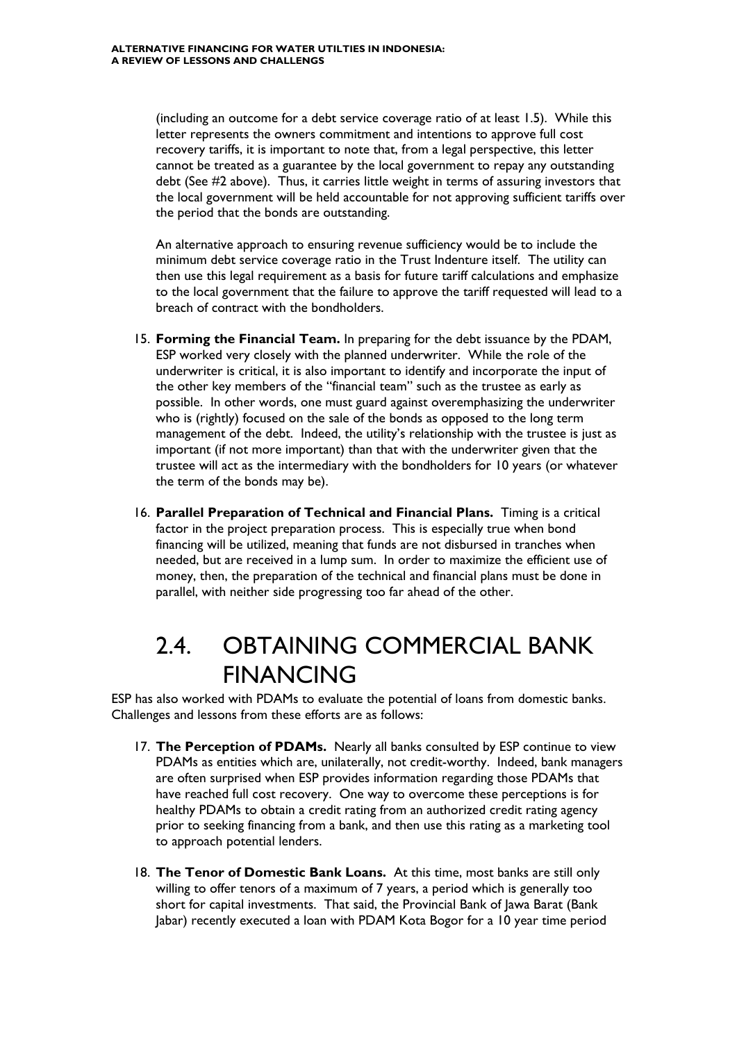(including an outcome for a debt service coverage ratio of at least 1.5). While this letter represents the owners commitment and intentions to approve full cost recovery tariffs, it is important to note that, from a legal perspective, this letter cannot be treated as a guarantee by the local government to repay any outstanding debt (See #2 above). Thus, it carries little weight in terms of assuring investors that the local government will be held accountable for not approving sufficient tariffs over the period that the bonds are outstanding.

An alternative approach to ensuring revenue sufficiency would be to include the minimum debt service coverage ratio in the Trust Indenture itself. The utility can then use this legal requirement as a basis for future tariff calculations and emphasize to the local government that the failure to approve the tariff requested will lead to a breach of contract with the bondholders.

15. **Forming the Financial Team.** In preparing for the debt issuance by the PDAM, ESP worked very closely with the planned underwriter. While the role of the underwriter is critical, it is also important to identify and incorporate the input of the other key members of the "financial team" such as the trustee as early as possible. In other words, one must guard against overemphasizing the underwriter who is (rightly) focused on the sale of the bonds as opposed to the long term management of the debt. Indeed, the utility's relationship with the trustee is just as important (if not more important) than that with the underwriter given that the trustee will act as the intermediary with the bondholders for 10 years (or whatever the term of the bonds may be).

16. **Parallel Preparation of Technical and Financial Plans.** Timing is a critical factor in the project preparation process. This is especially true when bond financing will be utilized, meaning that funds are not disbursed in tranches when needed, but are received in a lump sum. In order to maximize the efficient use of money, then, the preparation of the technical and financial plans must be done in parallel, with neither side progressing too far ahead of the other.

## 2.4. OBTAINING COMMERCIAL BANK FINANCING

ESP has also worked with PDAMs to evaluate the potential of loans from domestic banks. Challenges and lessons from these efforts are as follows:

17. **The Perception of PDAMs.** Nearly all banks consulted by ESP continue to view PDAMs as entities which are, unilaterally, not credit-worthy. Indeed, bank managers are often surprised when ESP provides information regarding those PDAMs that have reached full cost recovery. One way to overcome these perceptions is for healthy PDAMs to obtain a credit rating from an authorized credit rating agency prior to seeking financing from a bank, and then use this rating as a marketing tool to approach potential lenders.

18. **The Tenor of Domestic Bank Loans.** At this time, most banks are still only willing to offer tenors of a maximum of 7 years, a period which is generally too short for capital investments. That said, the Provincial Bank of Jawa Barat (Bank Jabar) recently executed a loan with PDAM Kota Bogor for a 10 year time period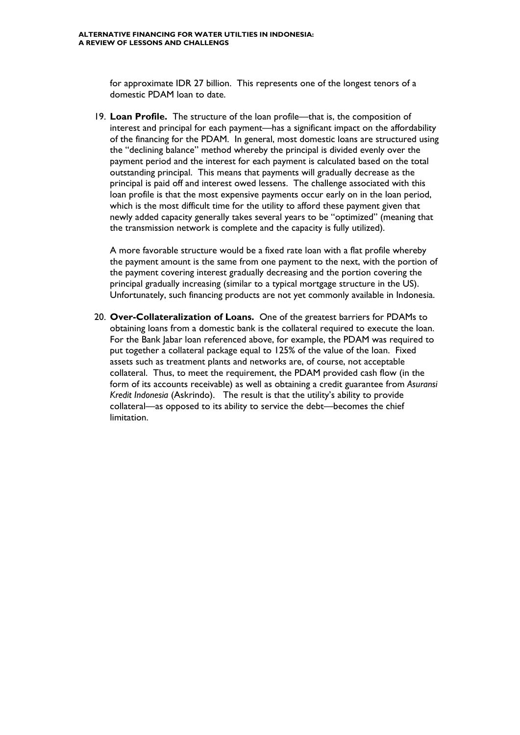for approximate IDR 27 billion. This represents one of the longest tenors of a domestic PDAM loan to date.

19. **Loan Profile.** The structure of the loan profile—that is, the composition of interest and principal for each payment—has a significant impact on the affordability of the financing for the PDAM. In general, most domestic loans are structured using the "declining balance" method whereby the principal is divided evenly over the payment period and the interest for each payment is calculated based on the total outstanding principal. This means that payments will gradually decrease as the principal is paid off and interest owed lessens. The challenge associated with this loan profile is that the most expensive payments occur early on in the loan period, which is the most difficult time for the utility to afford these payment given that newly added capacity generally takes several years to be "optimized" (meaning that the transmission network is complete and the capacity is fully utilized).

    A more favorable structure would be a fixed rate loan with a flat profile whereby the payment amount is the same from one payment to the next, with the portion of the payment covering interest gradually decreasing and the portion covering the principal gradually increasing (similar to a typical mortgage structure in the US). Unfortunately, such financing products are not yet commonly available in Indonesia.

20. **Over-Collateralization of Loans.** One of the greatest barriers for PDAMs to obtaining loans from a domestic bank is the collateral required to execute the loan. For the Bank Jabar loan referenced above, for example, the PDAM was required to put together a collateral package equal to 125% of the value of the loan. Fixed assets such as treatment plants and networks are, of course, not acceptable collateral. Thus, to meet the requirement, the PDAM provided cash flow (in the form of its accounts receivable) as well as obtaining a credit guarantee from *Asuransi Kredit Indonesia* (Askrindo). The result is that the utility's ability to provide collateral—as opposed to its ability to service the debt—becomes the chief limitation.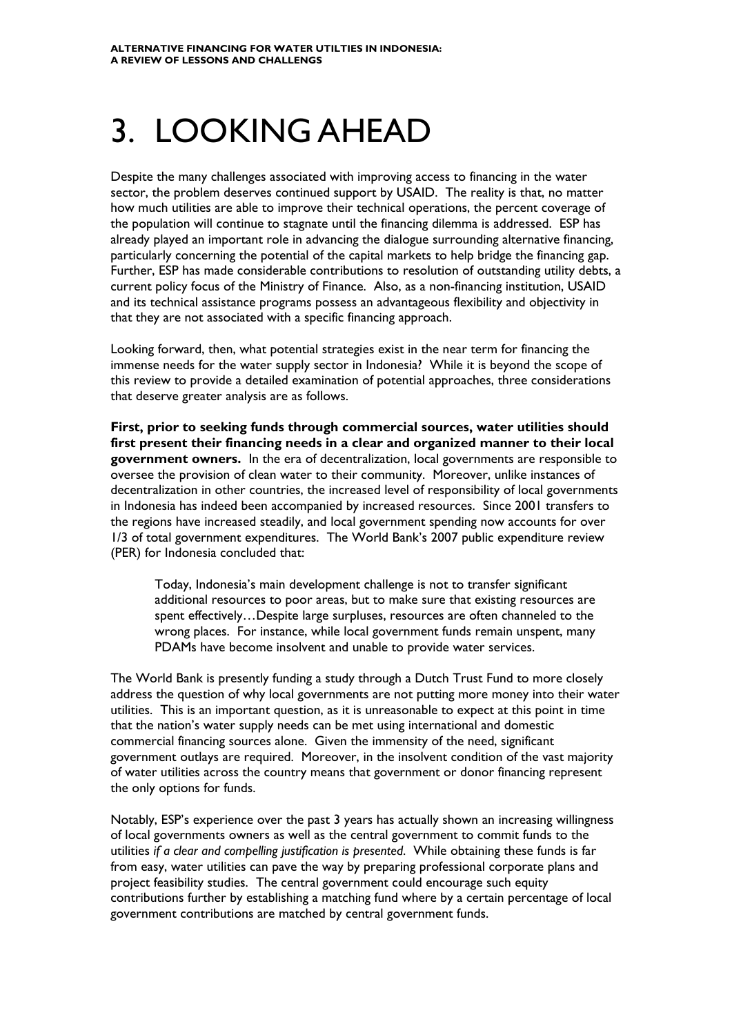# 3. LOOKING AHEAD

Despite the many challenges associated with improving access to financing in the water sector, the problem deserves continued support by USAID. The reality is that, no matter how much utilities are able to improve their technical operations, the percent coverage of the population will continue to stagnate until the financing dilemma is addressed. ESP has already played an important role in advancing the dialogue surrounding alternative financing, particularly concerning the potential of the capital markets to help bridge the financing gap. Further, ESP has made considerable contributions to resolution of outstanding utility debts, a current policy focus of the Ministry of Finance. Also, as a non-financing institution, USAID and its technical assistance programs possess an advantageous flexibility and objectivity in that they are not associated with a specific financing approach.

Looking forward, then, what potential strategies exist in the near term for financing the immense needs for the water supply sector in Indonesia? While it is beyond the scope of this review to provide a detailed examination of potential approaches, three considerations that deserve greater analysis are as follows.

**First, prior to seeking funds through commercial sources, water utilities should first present their financing needs in a clear and organized manner to their local government owners.** In the era of decentralization, local governments are responsible to oversee the provision of clean water to their community. Moreover, unlike instances of decentralization in other countries, the increased level of responsibility of local governments in Indonesia has indeed been accompanied by increased resources. Since 2001 transfers to the regions have increased steadily, and local government spending now accounts for over 1/3 of total government expenditures. The World Bank's 2007 public expenditure review (PER) for Indonesia concluded that:

> Today, Indonesia's main development challenge is not to transfer significant additional resources to poor areas, but to make sure that existing resources are spent effectively…Despite large surpluses, resources are often channeled to the wrong places. For instance, while local government funds remain unspent, many PDAMs have become insolvent and unable to provide water services.

The World Bank is presently funding a study through a Dutch Trust Fund to more closely address the question of why local governments are not putting more money into their water utilities. This is an important question, as it is unreasonable to expect at this point in time that the nation's water supply needs can be met using international and domestic commercial financing sources alone. Given the immensity of the need, significant government outlays are required. Moreover, in the insolvent condition of the vast majority of water utilities across the country means that government or donor financing represent the only options for funds.

Notably, ESP's experience over the past 3 years has actually shown an increasing willingness of local governments owners as well as the central government to commit funds to the utilities *if a clear and compelling justification is presented*. While obtaining these funds is far from easy, water utilities can pave the way by preparing professional corporate plans and project feasibility studies. The central government could encourage such equity contributions further by establishing a matching fund where by a certain percentage of local government contributions are matched by central government funds.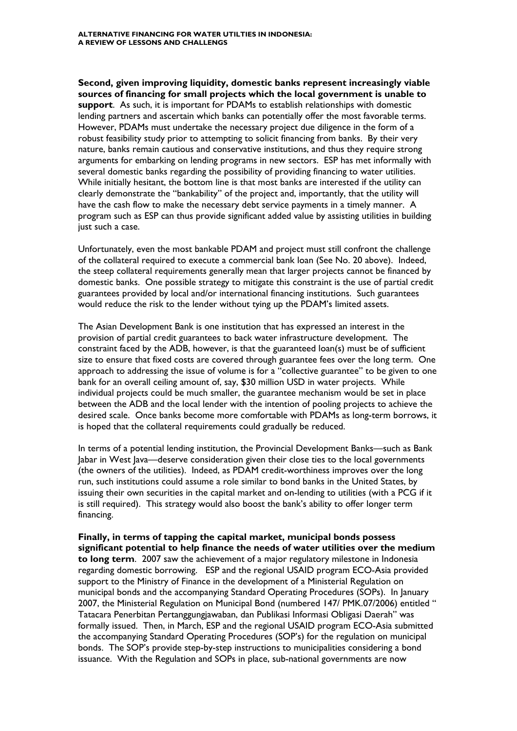**Second, given improving liquidity, domestic banks represent increasingly viable sources of financing for small projects which the local government is unable to support**. As such, it is important for PDAMs to establish relationships with domestic lending partners and ascertain which banks can potentially offer the most favorable terms. However, PDAMs must undertake the necessary project due diligence in the form of a robust feasibility study prior to attempting to solicit financing from banks. By their very nature, banks remain cautious and conservative institutions, and thus they require strong arguments for embarking on lending programs in new sectors. ESP has met informally with several domestic banks regarding the possibility of providing financing to water utilities. While initially hesitant, the bottom line is that most banks are interested if the utility can clearly demonstrate the "bankability" of the project and, importantly, that the utility will have the cash flow to make the necessary debt service payments in a timely manner. A program such as ESP can thus provide significant added value by assisting utilities in building just such a case.

Unfortunately, even the most bankable PDAM and project must still confront the challenge of the collateral required to execute a commercial bank loan (See No. 20 above). Indeed, the steep collateral requirements generally mean that larger projects cannot be financed by domestic banks. One possible strategy to mitigate this constraint is the use of partial credit guarantees provided by local and/or international financing institutions. Such guarantees would reduce the risk to the lender without tying up the PDAM's limited assets.

The Asian Development Bank is one institution that has expressed an interest in the provision of partial credit guarantees to back water infrastructure development. The constraint faced by the ADB, however, is that the guaranteed loan(s) must be of sufficient size to ensure that fixed costs are covered through guarantee fees over the long term. One approach to addressing the issue of volume is for a "collective guarantee" to be given to one bank for an overall ceiling amount of, say, $30 million USD in water projects. While individual projects could be much smaller, the guarantee mechanism would be set in place between the ADB and the local lender with the intention of pooling projects to achieve the desired scale. Once banks become more comfortable with PDAMs as long-term borrows, it is hoped that the collateral requirements could gradually be reduced.

In terms of a potential lending institution, the Provincial Development Banks—such as Bank Jabar in West Java—deserve consideration given their close ties to the local governments (the owners of the utilities). Indeed, as PDAM credit-worthiness improves over the long run, such institutions could assume a role similar to bond banks in the United States, by issuing their own securities in the capital market and on-lending to utilities (with a PCG if it is still required). This strategy would also boost the bank's ability to offer longer term financing.

**Finally, in terms of tapping the capital market, municipal bonds possess significant potential to help finance the needs of water utilities over the medium to long term**. 2007 saw the achievement of a major regulatory milestone in Indonesia regarding domestic borrowing. ESP and the regional USAID program ECO-Asia provided support to the Ministry of Finance in the development of a Ministerial Regulation on municipal bonds and the accompanying Standard Operating Procedures (SOPs). In January 2007, the Ministerial Regulation on Municipal Bond (numbered 147/ PMK.07/2006) entitled " Tatacara Penerbitan Pertanggungjawaban, dan Publikasi Informasi Obligasi Daerah" was formally issued. Then, in March, ESP and the regional USAID program ECO-Asia submitted the accompanying Standard Operating Procedures (SOP's) for the regulation on municipal bonds. The SOP's provide step-by-step instructions to municipalities considering a bond issuance. With the Regulation and SOPs in place, sub-national governments are now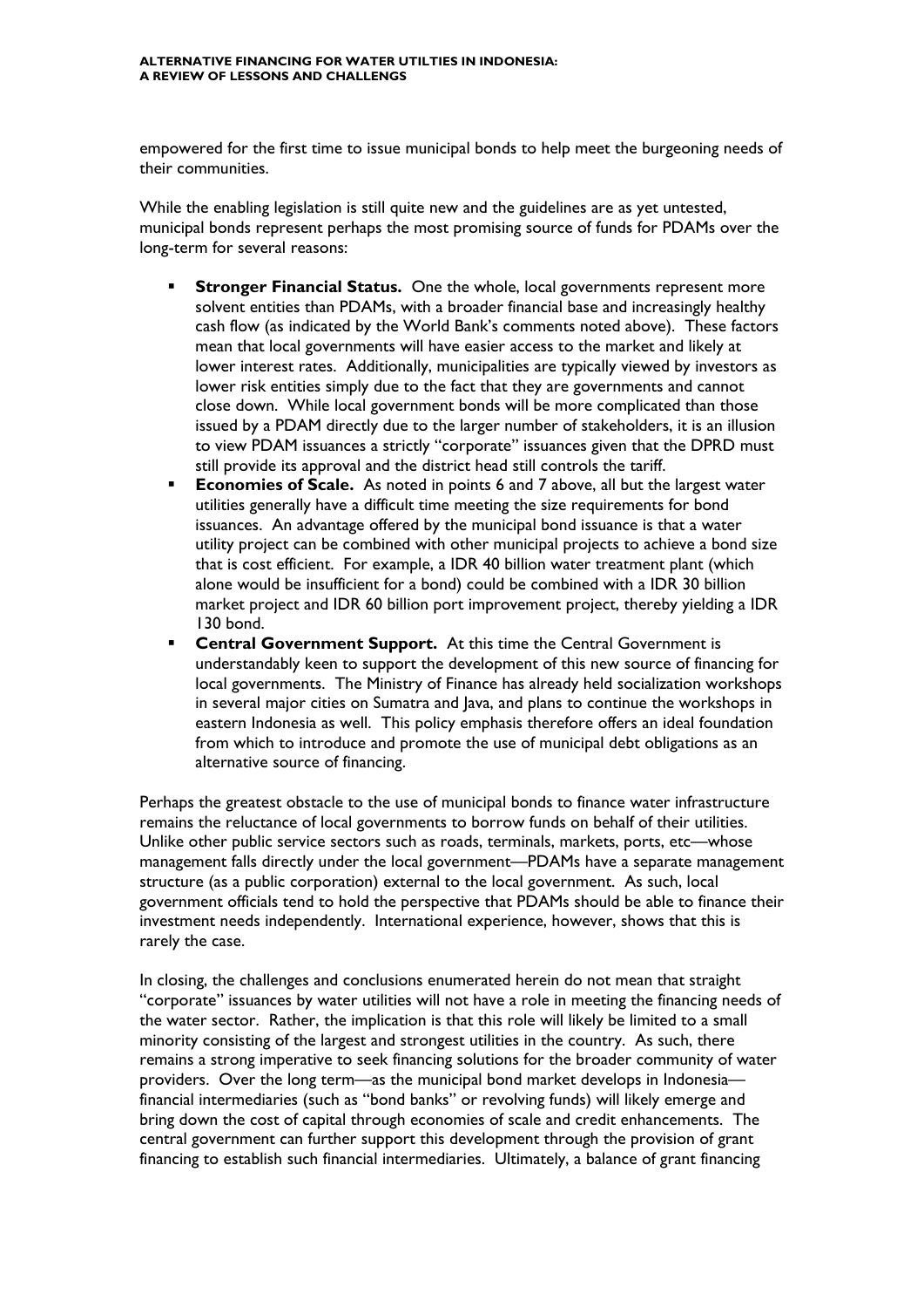empowered for the first time to issue municipal bonds to help meet the burgeoning needs of their communities.

While the enabling legislation is still quite new and the guidelines are as yet untested, municipal bonds represent perhaps the most promising source of funds for PDAMs over the long-term for several reasons:

- **Stronger Financial Status.** One the whole, local governments represent more solvent entities than PDAMs, with a broader financial base and increasingly healthy cash flow (as indicated by the World Bank's comments noted above). These factors mean that local governments will have easier access to the market and likely at lower interest rates. Additionally, municipalities are typically viewed by investors as lower risk entities simply due to the fact that they are governments and cannot close down. While local government bonds will be more complicated than those issued by a PDAM directly due to the larger number of stakeholders, it is an illusion to view PDAM issuances a strictly "corporate" issuances given that the DPRD must still provide its approval and the district head still controls the tariff.
- **Economies of Scale.** As noted in points 6 and 7 above, all but the largest water utilities generally have a difficult time meeting the size requirements for bond issuances. An advantage offered by the municipal bond issuance is that a water utility project can be combined with other municipal projects to achieve a bond size that is cost efficient. For example, a IDR 40 billion water treatment plant (which alone would be insufficient for a bond) could be combined with a IDR 30 billion market project and IDR 60 billion port improvement project, thereby yielding a IDR 130 bond.
- **Central Government Support.** At this time the Central Government is understandably keen to support the development of this new source of financing for local governments. The Ministry of Finance has already held socialization workshops in several major cities on Sumatra and Java, and plans to continue the workshops in eastern Indonesia as well. This policy emphasis therefore offers an ideal foundation from which to introduce and promote the use of municipal debt obligations as an alternative source of financing.

Perhaps the greatest obstacle to the use of municipal bonds to finance water infrastructure remains the reluctance of local governments to borrow funds on behalf of their utilities. Unlike other public service sectors such as roads, terminals, markets, ports, etc—whose management falls directly under the local government—PDAMs have a separate management structure (as a public corporation) external to the local government. As such, local government officials tend to hold the perspective that PDAMs should be able to finance their investment needs independently. International experience, however, shows that this is rarely the case.

In closing, the challenges and conclusions enumerated herein do not mean that straight "corporate" issuances by water utilities will not have a role in meeting the financing needs of the water sector. Rather, the implication is that this role will likely be limited to a small minority consisting of the largest and strongest utilities in the country. As such, there remains a strong imperative to seek financing solutions for the broader community of water providers. Over the long term—as the municipal bond market develops in Indonesia—financial intermediaries (such as "bond banks" or revolving funds) will likely emerge and bring down the cost of capital through economies of scale and credit enhancements. The central government can further support this development through the provision of grant financing to establish such financial intermediaries. Ultimately, a balance of grant financing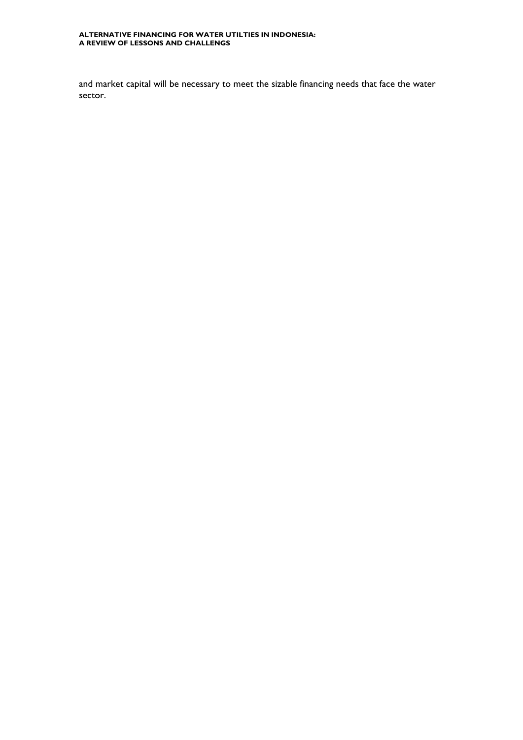and market capital will be necessary to meet the sizable financing needs that face the water sector.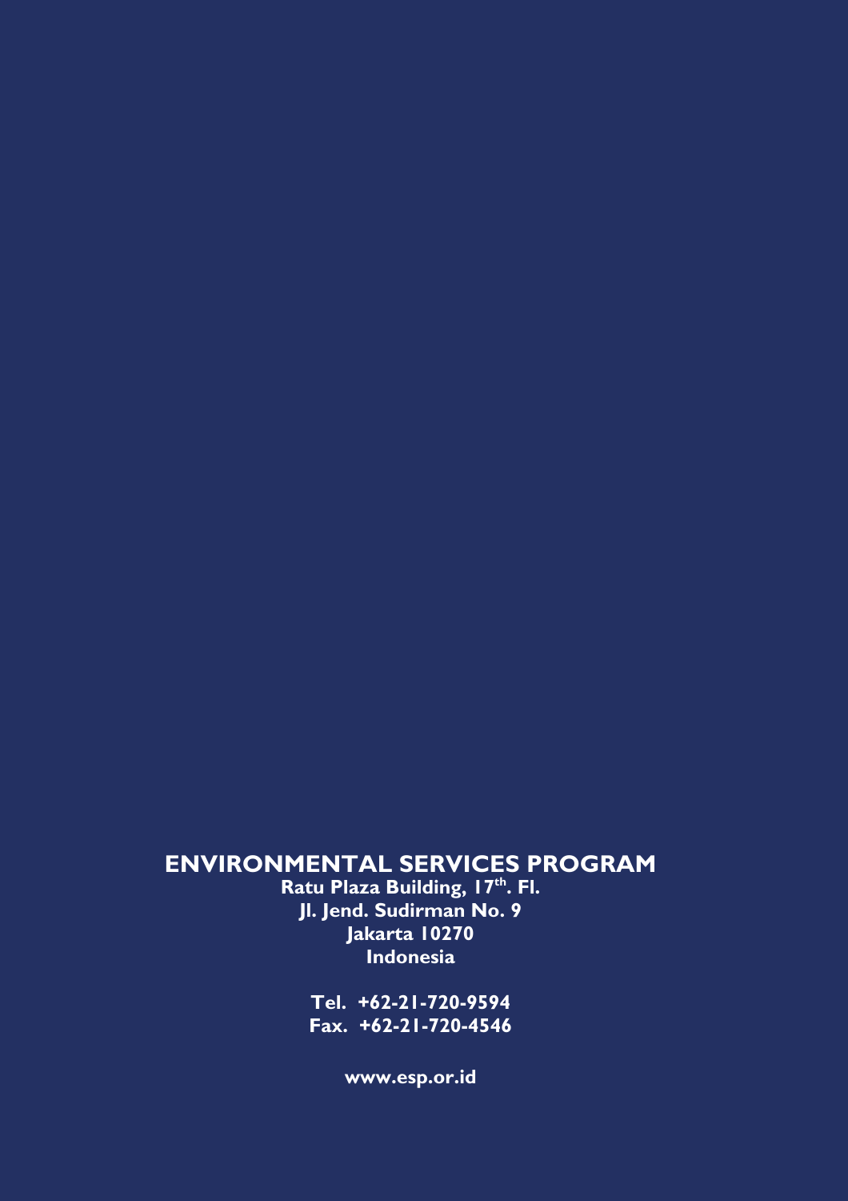**ENVIRONMENTAL SERVICES PROGRAM**

**Ratu Plaza Building, 17th. Fl.**
**Jl. Jend. Sudirman No. 9**
**Jakarta 10270**
**Indonesia**

**Tel. +62-21-720-9594**
**Fax. +62-21-720-4546**

**www.esp.or.id**